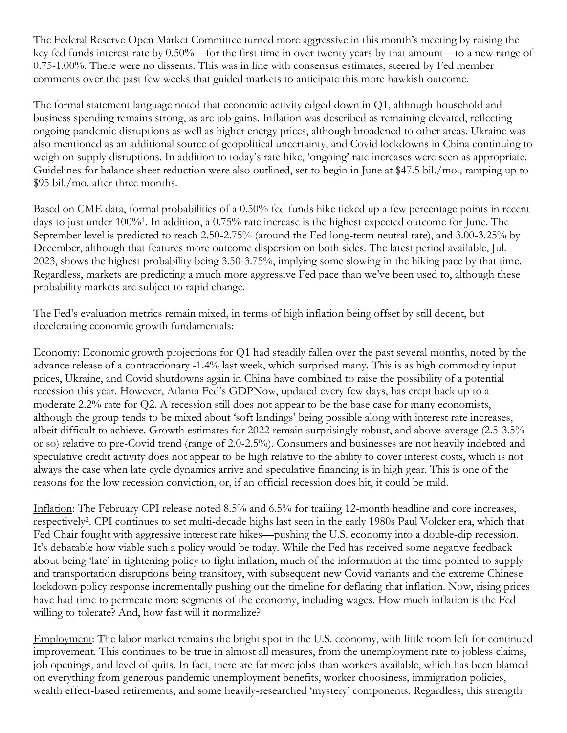The Federal Reserve Open Market Committee turned more aggressive in this month's meeting by raising the key fed funds interest rate by 0.50%—for the first time in over twenty years by that amount—to a new range of 0.75-1.00%. There were no dissents. This was in line with consensus estimates, steered by Fed member comments over the past few weeks that guided markets to anticipate this more hawkish outcome.

The formal statement language noted that economic activity edged down in Q1, although household and business spending remains strong, as are job gains. Inflation was described as remaining elevated, reflecting ongoing pandemic disruptions as well as higher energy prices, although broadened to other areas. Ukraine was also mentioned as an additional source of geopolitical uncertainty, and Covid lockdowns in China continuing to weigh on supply disruptions. In addition to today's rate hike, 'ongoing' rate increases were seen as appropriate. Guidelines for balance sheet reduction were also outlined, set to begin in June at $47.5 bil./mo., ramping up to $95 bil./mo. after three months.

Based on CME data, formal probabilities of a 0.50% fed funds hike ticked up a few percentage points in recent days to just under 100%[1]. In addition, a 0.75% rate increase is the highest expected outcome for June. The September level is predicted to reach 2.50-2.75% (around the Fed long-term neutral rate), and 3.00-3.25% by December, although that features more outcome dispersion on both sides. The latest period available, Jul. 2023, shows the highest probability being 3.50-3.75%, implying some slowing in the hiking pace by that time. Regardless, markets are predicting a much more aggressive Fed pace than we've been used to, although these probability markets are subject to rapid change.

The Fed's evaluation metrics remain mixed, in terms of high inflation being offset by still decent, but decelerating economic growth fundamentals:

<u>Economy</u>: Economic growth projections for Q1 had steadily fallen over the past several months, noted by the advance release of a contractionary -1.4% last week, which surprised many. This is as high commodity input prices, Ukraine, and Covid shutdowns again in China have combined to raise the possibility of a potential recession this year. However, Atlanta Fed's GDPNow, updated every few days, has crept back up to a moderate 2.2% rate for Q2. A recession still does not appear to be the base case for many economists, although the group tends to be mixed about 'soft landings' being possible along with interest rate increases, albeit difficult to achieve. Growth estimates for 2022 remain surprisingly robust, and above-average (2.5-3.5% or so) relative to pre-Covid trend (range of 2.0-2.5%). Consumers and businesses are not heavily indebted and speculative credit activity does not appear to be high relative to the ability to cover interest costs, which is not always the case when late cycle dynamics arrive and speculative financing is in high gear. This is one of the reasons for the low recession conviction, or, if an official recession does hit, it could be mild.

<u>Inflation</u>: The February CPI release noted 8.5% and 6.5% for trailing 12-month headline and core increases, respectively[2]. CPI continues to set multi-decade highs last seen in the early 1980s Paul Volcker era, which that Fed Chair fought with aggressive interest rate hikes—pushing the U.S. economy into a double-dip recession. It's debatable how viable such a policy would be today. While the Fed has received some negative feedback about being 'late' in tightening policy to fight inflation, much of the information at the time pointed to supply and transportation disruptions being transitory, with subsequent new Covid variants and the extreme Chinese lockdown policy response incrementally pushing out the timeline for deflating that inflation. Now, rising prices have had time to permeate more segments of the economy, including wages. How much inflation is the Fed willing to tolerate? And, how fast will it normalize?

<u>Employment</u>: The labor market remains the bright spot in the U.S. economy, with little room left for continued improvement. This continues to be true in almost all measures, from the unemployment rate to jobless claims, job openings, and level of quits. In fact, there are far more jobs than workers available, which has been blamed on everything from generous pandemic unemployment benefits, worker choosiness, immigration policies, wealth effect-based retirements, and some heavily-researched 'mystery' components. Regardless, this strength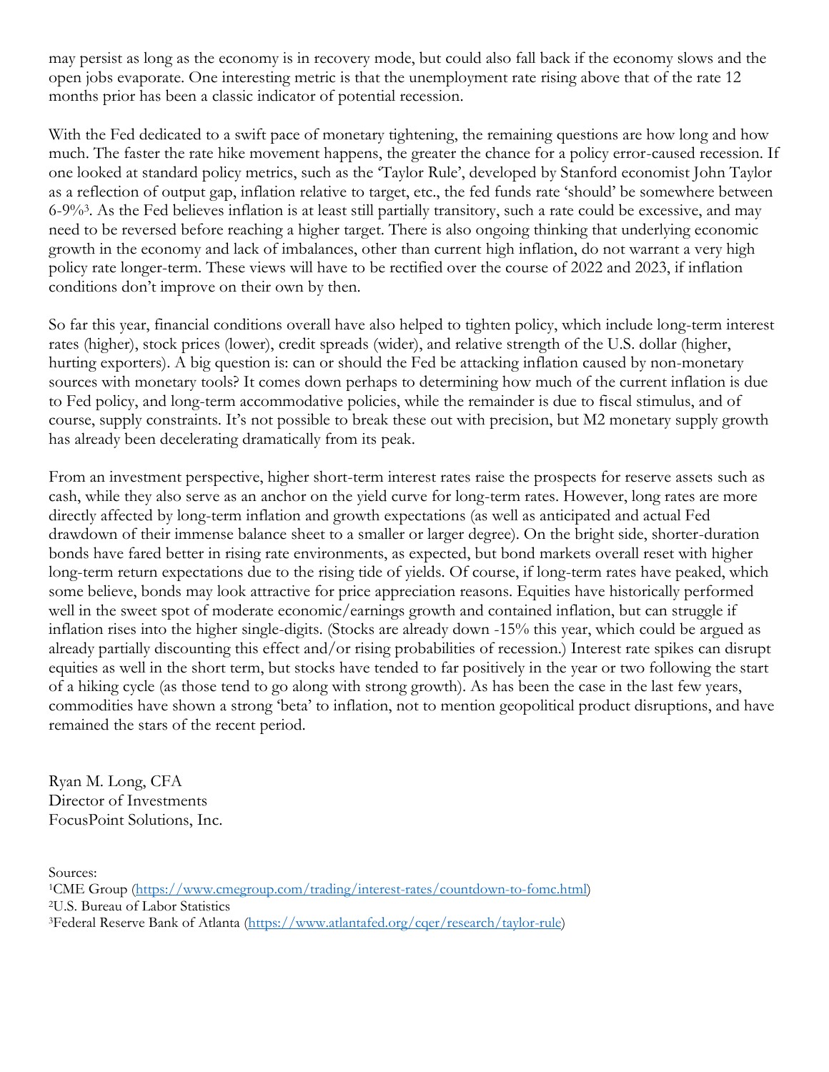may persist as long as the economy is in recovery mode, but could also fall back if the economy slows and the open jobs evaporate. One interesting metric is that the unemployment rate rising above that of the rate 12 months prior has been a classic indicator of potential recession.

With the Fed dedicated to a swift pace of monetary tightening, the remaining questions are how long and how much. The faster the rate hike movement happens, the greater the chance for a policy error-caused recession. If one looked at standard policy metrics, such as the 'Taylor Rule', developed by Stanford economist John Taylor as a reflection of output gap, inflation relative to target, etc., the fed funds rate 'should' be somewhere between 6-9%[3]. As the Fed believes inflation is at least still partially transitory, such a rate could be excessive, and may need to be reversed before reaching a higher target. There is also ongoing thinking that underlying economic growth in the economy and lack of imbalances, other than current high inflation, do not warrant a very high policy rate longer-term. These views will have to be rectified over the course of 2022 and 2023, if inflation conditions don't improve on their own by then.

So far this year, financial conditions overall have also helped to tighten policy, which include long-term interest rates (higher), stock prices (lower), credit spreads (wider), and relative strength of the U.S. dollar (higher, hurting exporters). A big question is: can or should the Fed be attacking inflation caused by non-monetary sources with monetary tools? It comes down perhaps to determining how much of the current inflation is due to Fed policy, and long-term accommodative policies, while the remainder is due to fiscal stimulus, and of course, supply constraints. It's not possible to break these out with precision, but M2 monetary supply growth has already been decelerating dramatically from its peak.

From an investment perspective, higher short-term interest rates raise the prospects for reserve assets such as cash, while they also serve as an anchor on the yield curve for long-term rates. However, long rates are more directly affected by long-term inflation and growth expectations (as well as anticipated and actual Fed drawdown of their immense balance sheet to a smaller or larger degree). On the bright side, shorter-duration bonds have fared better in rising rate environments, as expected, but bond markets overall reset with higher long-term return expectations due to the rising tide of yields. Of course, if long-term rates have peaked, which some believe, bonds may look attractive for price appreciation reasons. Equities have historically performed well in the sweet spot of moderate economic/earnings growth and contained inflation, but can struggle if inflation rises into the higher single-digits. (Stocks are already down -15% this year, which could be argued as already partially discounting this effect and/or rising probabilities of recession.) Interest rate spikes can disrupt equities as well in the short term, but stocks have tended to far positively in the year or two following the start of a hiking cycle (as those tend to go along with strong growth). As has been the case in the last few years, commodities have shown a strong 'beta' to inflation, not to mention geopolitical product disruptions, and have remained the stars of the recent period.

Ryan M. Long, CFA
Director of Investments
FocusPoint Solutions, Inc.

Sources:
[1]CME Group (https://www.cmegroup.com/trading/interest-rates/countdown-to-fomc.html)
[2]U.S. Bureau of Labor Statistics
[3]Federal Reserve Bank of Atlanta (https://www.atlantafed.org/cqer/research/taylor-rule)